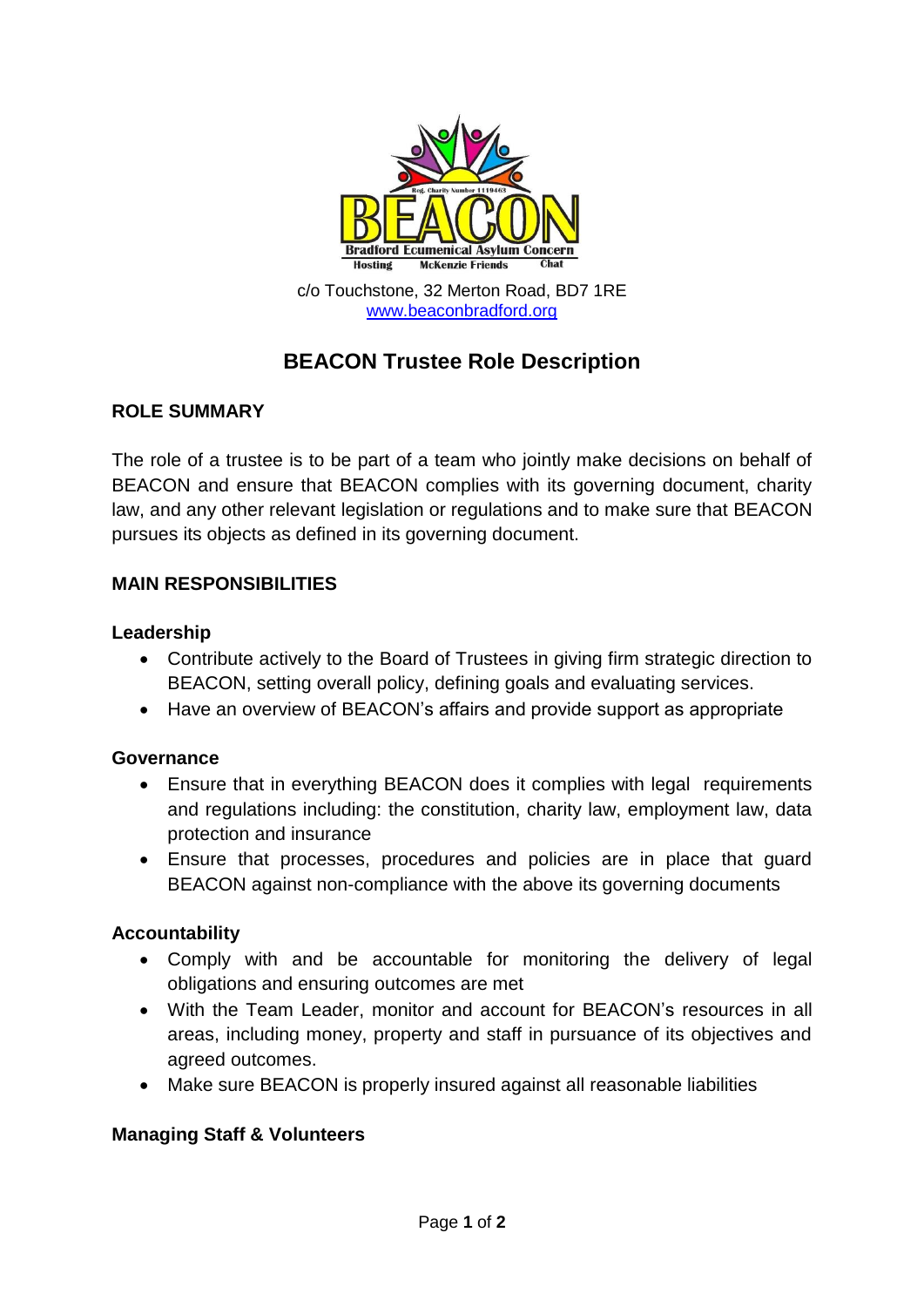Reg. Charity Number 1119463

BEACON

Bradford Ecumenical Asylum Concern

Hosting McKenzie Friends Chat

c/o Touchstone, 32 Merton Road, BD7 1RE
www.beaconbradford.org

# BEACON Trustee Role Description

## ROLE SUMMARY

The role of a trustee is to be part of a team who jointly make decisions on behalf of BEACON and ensure that BEACON complies with its governing document, charity law, and any other relevant legislation or regulations and to make sure that BEACON pursues its objects as defined in its governing document.

## MAIN RESPONSIBILITIES

### Leadership

- Contribute actively to the Board of Trustees in giving firm strategic direction to BEACON, setting overall policy, defining goals and evaluating services.
- Have an overview of BEACON's affairs and provide support as appropriate

### Governance

- Ensure that in everything BEACON does it complies with legal requirements and regulations including: the constitution, charity law, employment law, data protection and insurance
- Ensure that processes, procedures and policies are in place that guard BEACON against non-compliance with the above its governing documents

### Accountability

- Comply with and be accountable for monitoring the delivery of legal obligations and ensuring outcomes are met
- With the Team Leader, monitor and account for BEACON's resources in all areas, including money, property and staff in pursuance of its objectives and agreed outcomes.
- Make sure BEACON is properly insured against all reasonable liabilities

### Managing Staff & Volunteers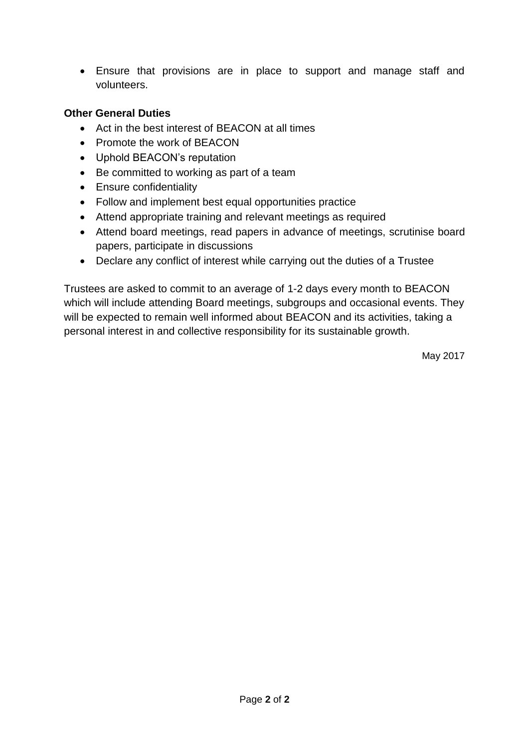- Ensure that provisions are in place to support and manage staff and volunteers.

**Other General Duties**

- Act in the best interest of BEACON at all times
- Promote the work of BEACON
- Uphold BEACON's reputation
- Be committed to working as part of a team
- Ensure confidentiality
- Follow and implement best equal opportunities practice
- Attend appropriate training and relevant meetings as required
- Attend board meetings, read papers in advance of meetings, scrutinise board papers, participate in discussions
- Declare any conflict of interest while carrying out the duties of a Trustee

Trustees are asked to commit to an average of 1-2 days every month to BEACON which will include attending Board meetings, subgroups and occasional events. They will be expected to remain well informed about BEACON and its activities, taking a personal interest in and collective responsibility for its sustainable growth.

May 2017